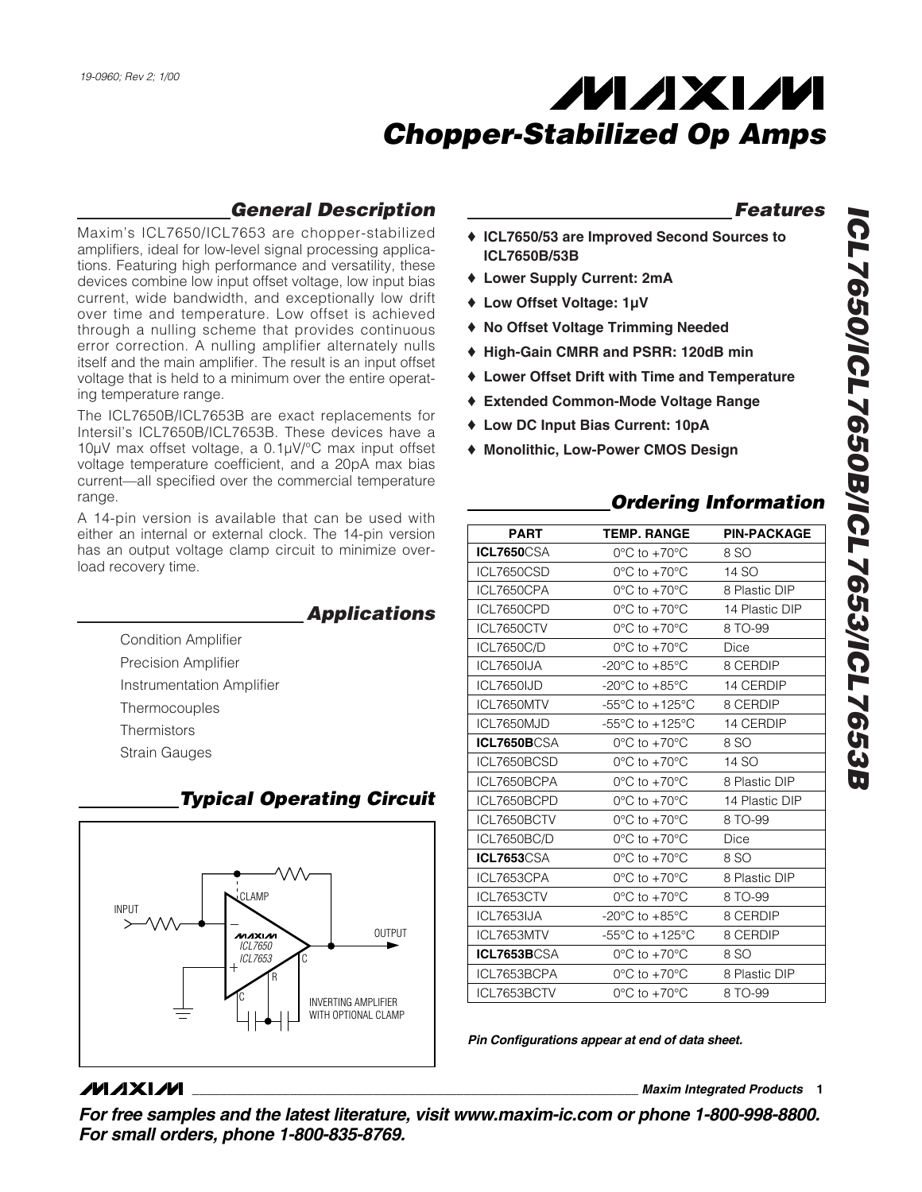19-0960; Rev 2; 1/00

# Chopper-Stabilized Op Amps

# ICL7650/ICL7650B/ICL7653/ICL7653B

## General Description

Maxim's ICL7650/ICL7653 are chopper-stabilized amplifiers, ideal for low-level signal processing applications. Featuring high performance and versatility, these devices combine low input offset voltage, low input bias current, wide bandwidth, and exceptionally low drift over time and temperature. Low offset is achieved through a nulling scheme that provides continuous error correction. A nulling amplifier alternately nulls itself and the main amplifier. The result is an input offset voltage that is held to a minimum over the entire operating temperature range.

The ICL7650B/ICL7653B are exact replacements for Intersil's ICL7650B/ICL7653B. These devices have a 10µV max offset voltage, a 0.1µV/°C max input offset voltage temperature coefficient, and a 20pA max bias current—all specified over the commercial temperature range.

A 14-pin version is available that can be used with either an internal or external clock. The 14-pin version has an output voltage clamp circuit to minimize overload recovery time.

## Applications

- Condition Amplifier
- Precision Amplifier
- Instrumentation Amplifier
- Thermocouples
- Thermistors
- Strain Gauges

## Typical Operating Circuit

INPUT — CLAMP — ICL7650 / ICL7653 — OUTPUT — INVERTING AMPLIFIER WITH OPTIONAL CLAMP

## Features

- ♦ **ICL7650/53 are Improved Second Sources to ICL7650B/53B**
- ♦ **Lower Supply Current: 2mA**
- ♦ **Low Offset Voltage: 1µV**
- ♦ **No Offset Voltage Trimming Needed**
- ♦ **High-Gain CMRR and PSRR: 120dB min**
- ♦ **Lower Offset Drift with Time and Temperature**
- ♦ **Extended Common-Mode Voltage Range**
- ♦ **Low DC Input Bias Current: 10pA**
- ♦ **Monolithic, Low-Power CMOS Design**

## Ordering Information

| PART | TEMP. RANGE | PIN-PACKAGE |
|---|---|---|
| **ICL7650**CSA | 0°C to +70°C | 8 SO |
| ICL7650CSD | 0°C to +70°C | 14 SO |
| ICL7650CPA | 0°C to +70°C | 8 Plastic DIP |
| ICL7650CPD | 0°C to +70°C | 14 Plastic DIP |
| ICL7650CTV | 0°C to +70°C | 8 TO-99 |
| ICL7650C/D | 0°C to +70°C | Dice |
| ICL7650IJA | -20°C to +85°C | 8 CERDIP |
| ICL7650IJD | -20°C to +85°C | 14 CERDIP |
| ICL7650MTV | -55°C to +125°C | 8 CERDIP |
| ICL7650MJD | -55°C to +125°C | 14 CERDIP |
| **ICL7650B**CSA | 0°C to +70°C | 8 SO |
| ICL7650BCSD | 0°C to +70°C | 14 SO |
| ICL7650BCPA | 0°C to +70°C | 8 Plastic DIP |
| ICL7650BCPD | 0°C to +70°C | 14 Plastic DIP |
| ICL7650BCTV | 0°C to +70°C | 8 TO-99 |
| ICL7650BC/D | 0°C to +70°C | Dice |
| **ICL7653**CSA | 0°C to +70°C | 8 SO |
| ICL7653CPA | 0°C to +70°C | 8 Plastic DIP |
| ICL7653CTV | 0°C to +70°C | 8 TO-99 |
| ICL7653IJA | -20°C to +85°C | 8 CERDIP |
| ICL7653MTV | -55°C to +125°C | 8 CERDIP |
| **ICL7653B**CSA | 0°C to +70°C | 8 SO |
| ICL7653BCPA | 0°C to +70°C | 8 Plastic DIP |
| ICL7653BCTV | 0°C to +70°C | 8 TO-99 |

***Pin Configurations appear at end of data sheet.***

***For free samples and the latest literature, visit www.maxim-ic.com or phone 1-800-998-8800. For small orders, phone 1-800-835-8769.***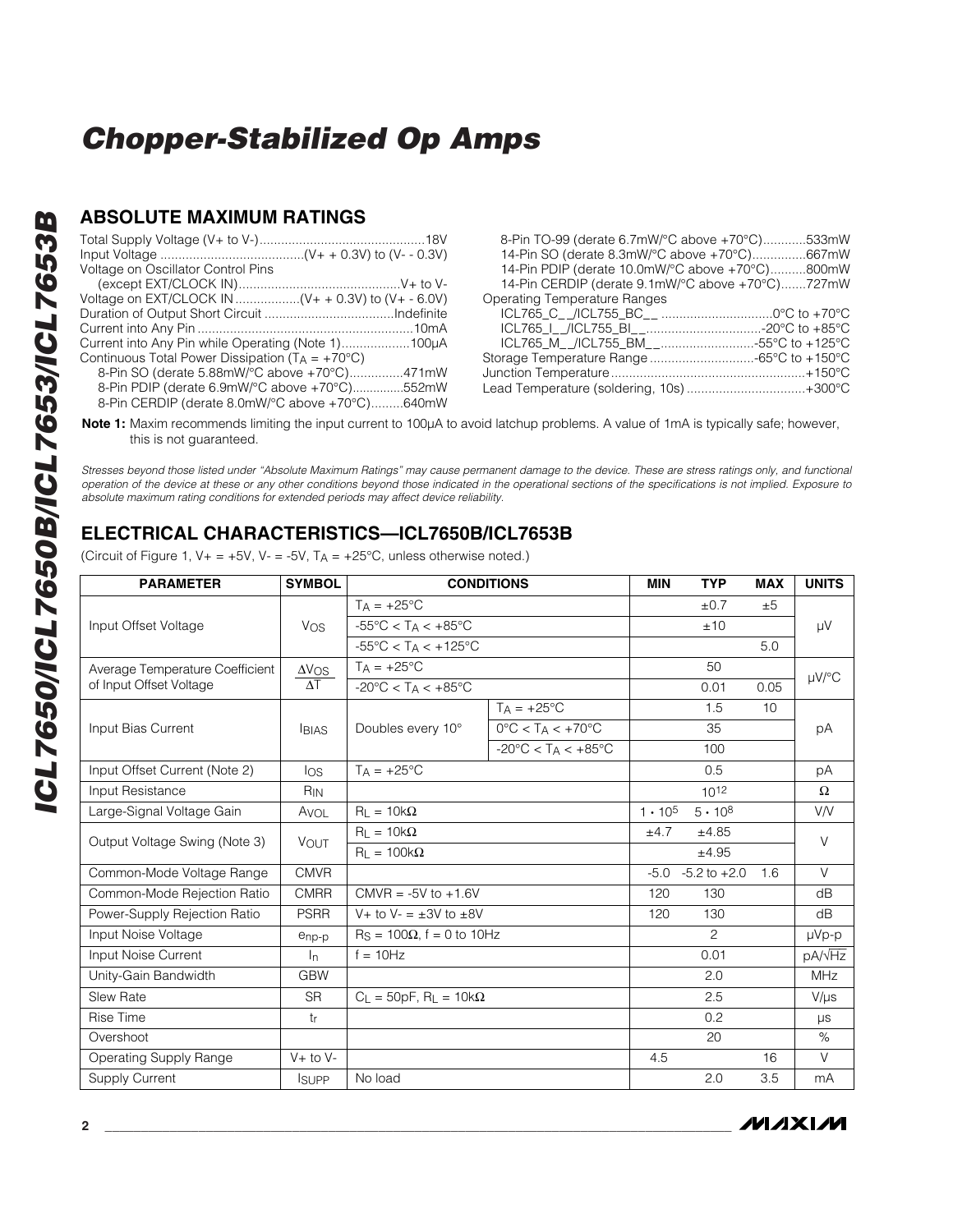## ABSOLUTE MAXIMUM RATINGS

Total Supply Voltage (V+ to V-) ............................................. 18V
Input Voltage ....................................... (V+ + 0.3V) to (V- - 0.3V)
Voltage on Oscillator Control Pins
(except EXT/CLOCK IN) ............................................. V+ to V-
Voltage on EXT/CLOCK IN .................. (V+ + 0.3V) to (V+ - 6.0V)
Duration of Output Short Circuit .................................... Indefinite
Current into Any Pin ........................................................... 10mA
Current into Any Pin while Operating (Note 1) ................... 100µA
Continuous Total Power Dissipation ($T_A$ = +70°C)
8-Pin SO (derate 5.88mW/°C above +70°C) ............... 471mW
8-Pin PDIP (derate 6.9mW/°C above +70°C) ............... 552mW
8-Pin CERDIP (derate 8.0mW/°C above +70°C) ......... 640mW
8-Pin TO-99 (derate 6.7mW/°C above +70°C) ............ 533mW
14-Pin SO (derate 8.3mW/°C above +70°C) ............... 667mW
14-Pin PDIP (derate 10.0mW/°C above +70°C) .......... 800mW
14-Pin CERDIP (derate 9.1mW/°C above +70°C) ....... 727mW
Operating Temperature Ranges
ICL765_C_ _/ICL755_BC_ _ .............................. 0°C to +70°C
ICL765_I_ _/ICL755_BI_ _ ................................ -20°C to +85°C
ICL765_M_ _/ICL755_BM_ _ ......................... -55°C to +125°C
Storage Temperature Range ............................ -65°C to +150°C
Junction Temperature ..................................................... +150°C
Lead Temperature (soldering, 10s) ................................ +300°C

**Note 1:** Maxim recommends limiting the input current to 100µA to avoid latchup problems. A value of 1mA is typically safe; however, this is not guaranteed.

*Stresses beyond those listed under "Absolute Maximum Ratings" may cause permanent damage to the device. These are stress ratings only, and functional operation of the device at these or any other conditions beyond those indicated in the operational sections of the specifications is not implied. Exposure to absolute maximum rating conditions for extended periods may affect device reliability.*

## ELECTRICAL CHARACTERISTICS—ICL7650B/ICL7653B

(Circuit of Figure 1, V+ = +5V, V- = -5V, $T_A$ = +25°C, unless otherwise noted.)

| PARAMETER | SYMBOL | CONDITIONS | | MIN | TYP | MAX | UNITS |
|---|---|---|---|---|---|---|---|
| Input Offset Voltage | $V_{OS}$ | $T_A$ = +25°C | | | ±0.7 | ±5 | µV |
| | | -55°C < $T_A$ < +85°C | | | ±10 | | |
| | | -55°C < $T_A$ < +125°C | | | | 5.0 | |
| Average Temperature Coefficient of Input Offset Voltage | $\frac{\Delta V_{OS}}{\Delta T}$ | $T_A$ = +25°C | | | 50 | | µV/°C |
| | | -20°C < $T_A$ < +85°C | | | 0.01 | 0.05 | |
| Input Bias Current | $I_{BIAS}$ | Doubles every 10° | $T_A$ = +25°C | | 1.5 | 10 | pA |
| | | | 0°C < $T_A$ < +70°C | | 35 | | |
| | | | -20°C < $T_A$ < +85°C | | 100 | | |
| Input Offset Current (Note 2) | $I_{OS}$ | $T_A$ = +25°C | | | 0.5 | | pA |
| Input Resistance | $R_{IN}$ | | | | $10^{12}$ | | Ω |
| Large-Signal Voltage Gain | $A_{VOL}$ | $R_L$ = 10kΩ | | $1 \cdot 10^5$ | $5 \cdot 10^8$ | | V/V |
| Output Voltage Swing (Note 3) | $V_{OUT}$ | $R_L$ = 10kΩ | | ±4.7 | ±4.85 | | V |
| | | $R_L$ = 100kΩ | | | ±4.95 | | |
| Common-Mode Voltage Range | CMVR | | | -5.0 | -5.2 to +2.0 | 1.6 | V |
| Common-Mode Rejection Ratio | CMRR | CMVR = -5V to +1.6V | | 120 | 130 | | dB |
| Power-Supply Rejection Ratio | PSRR | V+ to V- = ±3V to ±8V | | 120 | 130 | | dB |
| Input Noise Voltage | $e_{np-p}$ | $R_S$ = 100Ω, f = 0 to 10Hz | | | 2 | | µVp-p |
| Input Noise Current | $I_n$ | f = 10Hz | | | 0.01 | | pA/√Hz |
| Unity-Gain Bandwidth | GBW | | | | 2.0 | | MHz |
| Slew Rate | SR | $C_L$ = 50pF, $R_L$ = 10kΩ | | | 2.5 | | V/µs |
| Rise Time | $t_r$ | | | | 0.2 | | µs |
| Overshoot | | | | | 20 | | % |
| Operating Supply Range | V+ to V- | | | 4.5 | | 16 | V |
| Supply Current | $I_{SUPP}$ | No load | | | 2.0 | 3.5 | mA |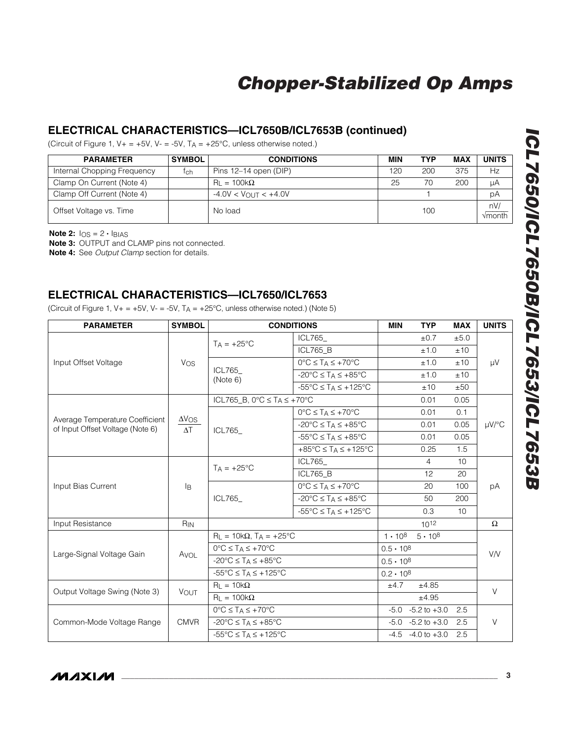## ELECTRICAL CHARACTERISTICS—ICL7650B/ICL7653B (continued)

(Circuit of Figure 1, V+ = +5V, V- = -5V, $T_A$ = +25°C, unless otherwise noted.)

| PARAMETER | SYMBOL | CONDITIONS | MIN | TYP | MAX | UNITS |
|---|---|---|---|---|---|---|
| Internal Chopping Frequency | $f_{ch}$ | Pins 12–14 open (DIP) | 120 | 200 | 375 | Hz |
| Clamp On Current (Note 4) | | $R_L$ = 100kΩ | 25 | 70 | 200 | µA |
| Clamp Off Current (Note 4) | | -4.0V < $V_{OUT}$ < +4.0V | | 1 | | pA |
| Offset Voltage vs. Time | | No load | | 100 | | nV/√month |

**Note 2:** $I_{OS} = 2 \cdot I_{BIAS}$

**Note 3:** OUTPUT and CLAMP pins not connected.

**Note 4:** See *Output Clamp* section for details.

## ELECTRICAL CHARACTERISTICS—ICL7650/ICL7653

(Circuit of Figure 1, V+ = +5V, V- = -5V, $T_A$ = +25°C, unless otherwise noted.) (Note 5)

| PARAMETER | SYMBOL | CONDITIONS | | MIN | TYP | MAX | UNITS |
|---|---|---|---|---|---|---|---|
| Input Offset Voltage | $V_{OS}$ | $T_A$ = +25°C | ICL765_ | | ±0.7 | ±5.0 | µV |
| | | | ICL765_B | | ±1.0 | ±10 | |
| | | ICL765_ (Note 6) | 0°C ≤ $T_A$ ≤ +70°C | | ±1.0 | ±10 | |
| | | | -20°C ≤ $T_A$ ≤ +85°C | | ±1.0 | ±10 | |
| | | | -55°C ≤ $T_A$ ≤ +125°C | | ±10 | ±50 | |
| Average Temperature Coefficient of Input Offset Voltage (Note 6) | $\frac{\Delta V_{OS}}{\Delta T}$ | ICL765_B, 0°C ≤ $T_A$ ≤ +70°C | | | 0.01 | 0.05 | µV/°C |
| | | ICL765_ | 0°C ≤ $T_A$ ≤ +70°C | | 0.01 | 0.1 | |
| | | | -20°C ≤ $T_A$ ≤ +85°C | | 0.01 | 0.05 | |
| | | | -55°C ≤ $T_A$ ≤ +85°C | | 0.01 | 0.05 | |
| | | | +85°C ≤ $T_A$ ≤ +125°C | | 0.25 | 1.5 | |
| Input Bias Current | $I_B$ | $T_A$ = +25°C | ICL765_ | | 4 | 10 | pA |
| | | | ICL765_B | | 12 | 20 | |
| | | ICL765_ | 0°C ≤ $T_A$ ≤ +70°C | | 20 | 100 | |
| | | | -20°C ≤ $T_A$ ≤ +85°C | | 50 | 200 | |
| | | | -55°C ≤ $T_A$ ≤ +125°C | | 0.3 | 10 | |
| Input Resistance | $R_{IN}$ | | | | $10^{12}$ | | Ω |
| Large-Signal Voltage Gain | $A_{VOL}$ | $R_L$ = 10kΩ, $T_A$ = +25°C | | $1 \cdot 10^8$ | $5 \cdot 10^8$ | | V/V |
| | | 0°C ≤ $T_A$ ≤ +70°C | | $0.5 \cdot 10^8$ | | | |
| | | -20°C ≤ $T_A$ ≤ +85°C | | $0.5 \cdot 10^8$ | | | |
| | | -55°C ≤ $T_A$ ≤ +125°C | | $0.2 \cdot 10^8$ | | | |
| Output Voltage Swing (Note 3) | $V_{OUT}$ | $R_L$ = 10kΩ | | ±4.7 | ±4.85 | | V |
| | | $R_L$ = 100kΩ | | | ±4.95 | | |
| Common-Mode Voltage Range | CMVR | 0°C ≤ $T_A$ ≤ +70°C | | -5.0 | -5.2 to +3.0 | 2.5 | V |
| | | -20°C ≤ $T_A$ ≤ +85°C | | -5.0 | -5.2 to +3.0 | 2.5 | |
| | | -55°C ≤ $T_A$ ≤ +125°C | | -4.5 | -4.0 to +3.0 | 2.5 | |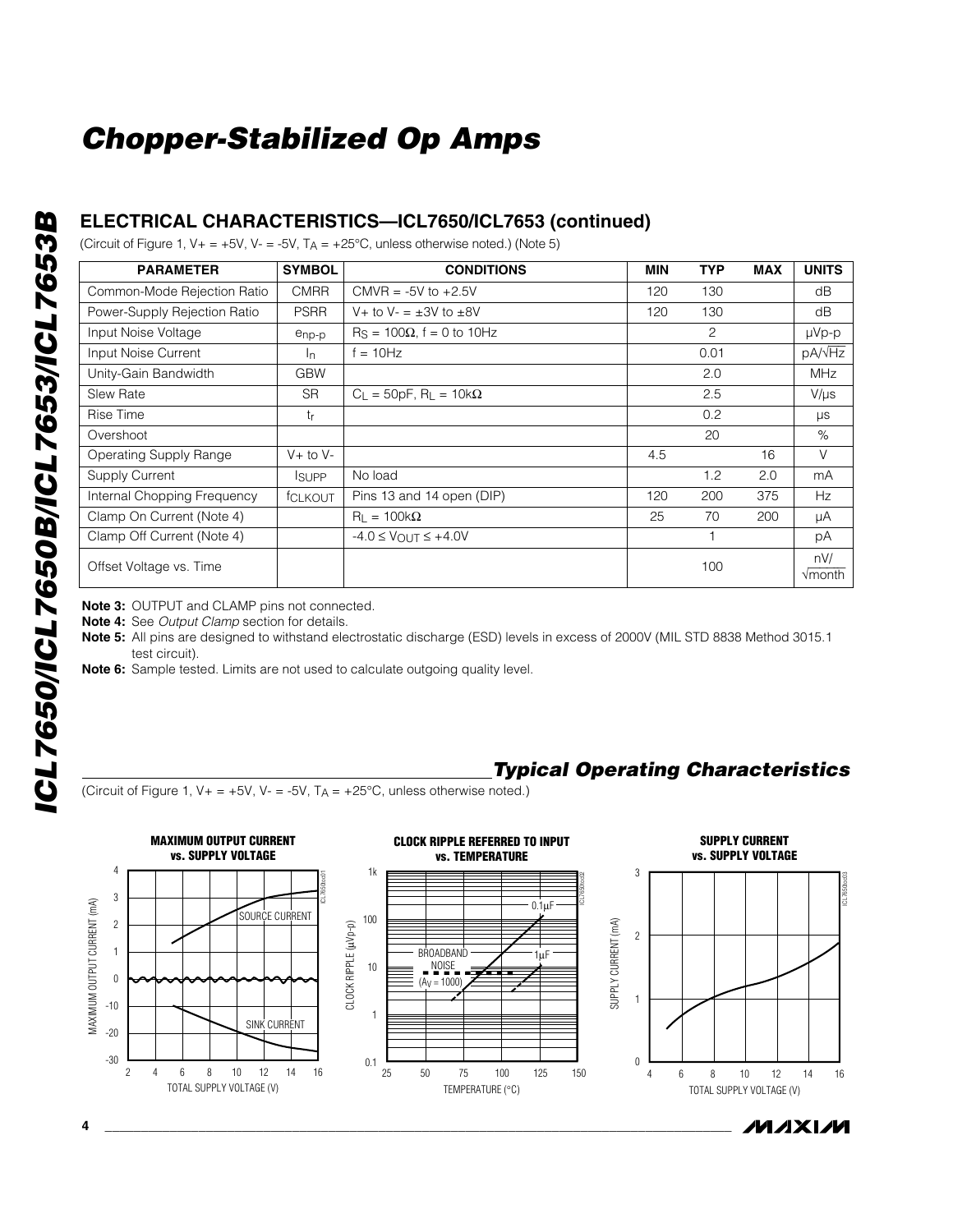# Chopper-Stabilized Op Amps

## ELECTRICAL CHARACTERISTICS—ICL7650/ICL7653 (continued)

(Circuit of Figure 1, V+ = +5V, V- = -5V, $T_A$ = +25°C, unless otherwise noted.) (Note 5)

| PARAMETER | SYMBOL | CONDITIONS | MIN | TYP | MAX | UNITS |
|---|---|---|---|---|---|---|
| Common-Mode Rejection Ratio | CMRR | CMVR = -5V to +2.5V | 120 | 130 | | dB |
| Power-Supply Rejection Ratio | PSRR | V+ to V- = ±3V to ±8V | 120 | 130 | | dB |
| Input Noise Voltage | $e_{np-p}$ | $R_S$ = 100Ω, f = 0 to 10Hz | | 2 | | µVp-p |
| Input Noise Current | $I_n$ | f = 10Hz | | 0.01 | | pA/√Hz |
| Unity-Gain Bandwidth | GBW | | | 2.0 | | MHz |
| Slew Rate | SR | $C_L$ = 50pF, $R_L$ = 10kΩ | | 2.5 | | V/µs |
| Rise Time | $t_r$ | | | 0.2 | | µs |
| Overshoot | | | | 20 | | % |
| Operating Supply Range | V+ to V- | | 4.5 | | 16 | V |
| Supply Current | $I_{SUPP}$ | No load | | 1.2 | 2.0 | mA |
| Internal Chopping Frequency | $f_{CLKOUT}$ | Pins 13 and 14 open (DIP) | 120 | 200 | 375 | Hz |
| Clamp On Current (Note 4) | | $R_L$ = 100kΩ | 25 | 70 | 200 | µA |
| Clamp Off Current (Note 4) | | -4.0 ≤ $V_{OUT}$ ≤ +4.0V | | 1 | | pA |
| Offset Voltage vs. Time | | | | 100 | | nV/√month |

**Note 3:** OUTPUT and CLAMP pins not connected.

**Note 4:** See *Output Clamp* section for details.

**Note 5:** All pins are designed to withstand electrostatic discharge (ESD) levels in excess of 2000V (MIL STD 8838 Method 3015.1 test circuit).

**Note 6:** Sample tested. Limits are not used to calculate outgoing quality level.

## *Typical Operating Characteristics*

(Circuit of Figure 1, V+ = +5V, V- = -5V, $T_A$ = +25°C, unless otherwise noted.)

**MAXIMUM OUTPUT CURRENT vs. SUPPLY VOLTAGE**

**CLOCK RIPPLE REFERRED TO INPUT vs. TEMPERATURE**

**SUPPLY CURRENT vs. SUPPLY VOLTAGE**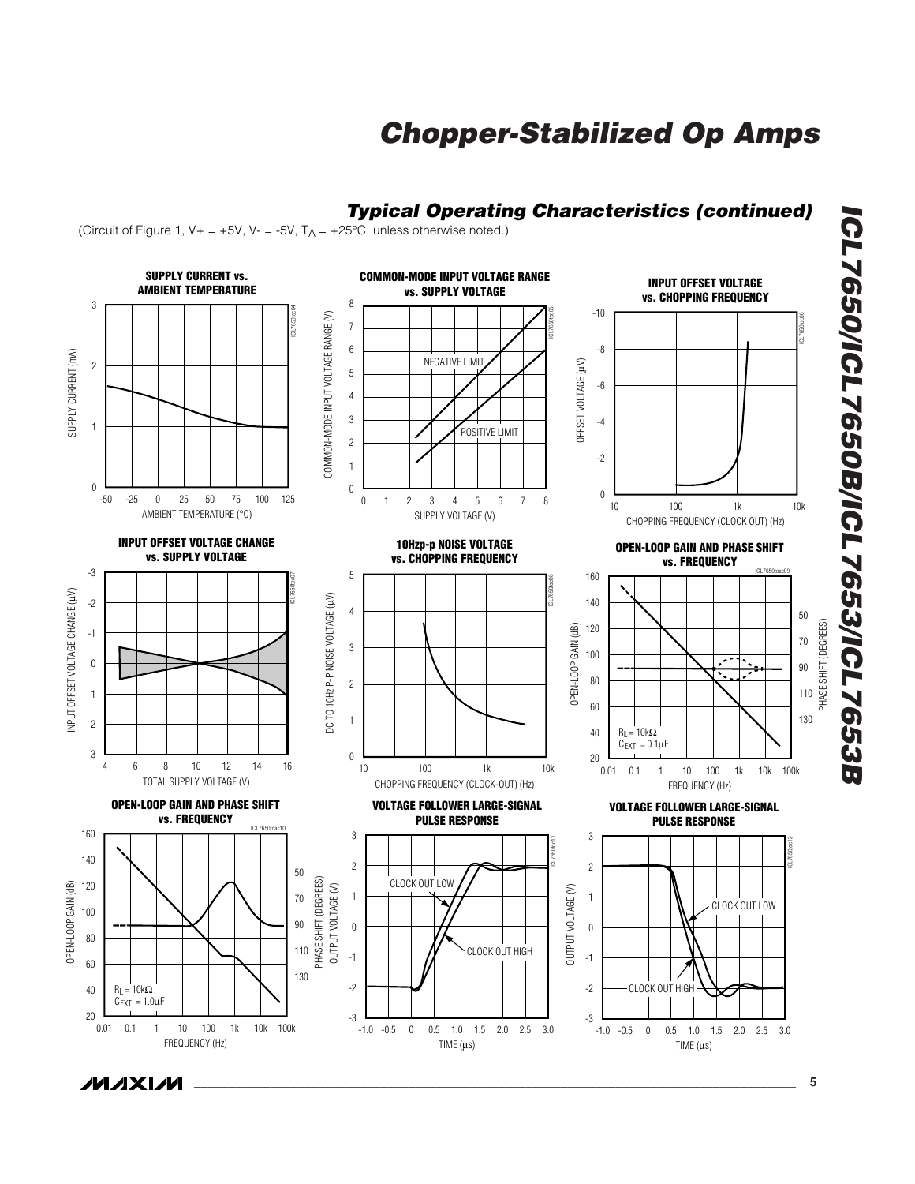## Typical Operating Characteristics (continued)

(Circuit of Figure 1, V+ = +5V, V- = -5V, $T_A$ = +25°C, unless otherwise noted.)

**SUPPLY CURRENT vs. AMBIENT TEMPERATURE**

**COMMON-MODE INPUT VOLTAGE RANGE vs. SUPPLY VOLTAGE**

**INPUT OFFSET VOLTAGE vs. CHOPPING FREQUENCY**

**INPUT OFFSET VOLTAGE CHANGE vs. SUPPLY VOLTAGE**

**10Hzp-p NOISE VOLTAGE vs. CHOPPING FREQUENCY**

**OPEN-LOOP GAIN AND PHASE SHIFT vs. FREQUENCY**

$R_L$ = 10kΩ, $C_{EXT}$ = 0.1µF

**OPEN-LOOP GAIN AND PHASE SHIFT vs. FREQUENCY**

$R_L$ = 10kΩ, $C_{EXT}$ = 1.0µF

**VOLTAGE FOLLOWER LARGE-SIGNAL PULSE RESPONSE**

**VOLTAGE FOLLOWER LARGE-SIGNAL PULSE RESPONSE**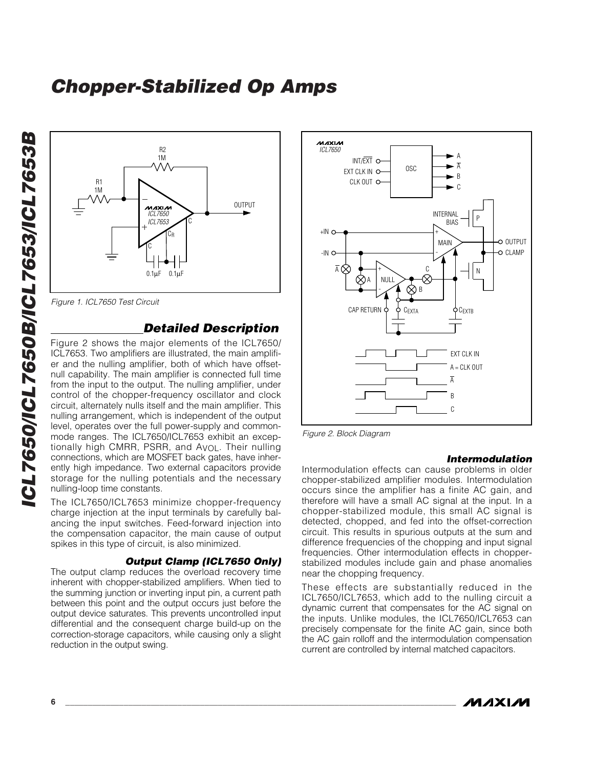Figure 1. ICL7650 Test Circuit

## Detailed Description

Figure 2 shows the major elements of the ICL7650/ICL7653. Two amplifiers are illustrated, the main amplifier and the nulling amplifier, both of which have offset-null capability. The main amplifier is connected full time from the input to the output. The nulling amplifier, under control of the chopper-frequency oscillator and clock circuit, alternately nulls itself and the main amplifier. This nulling arrangement, which is independent of the output level, operates over the full power-supply and common-mode ranges. The ICL7650/ICL7653 exhibit an exceptionally high CMRR, PSRR, and $A_{VOL}$. Their nulling connections, which are MOSFET back gates, have inherently high impedance. Two external capacitors provide storage for the nulling potentials and the necessary nulling-loop time constants.

The ICL7650/ICL7653 minimize chopper-frequency charge injection at the input terminals by carefully balancing the input switches. Feed-forward injection into the compensation capacitor, the main cause of output spikes in this type of circuit, is also minimized.

### Output Clamp (ICL7650 Only)

The output clamp reduces the overload recovery time inherent with chopper-stabilized amplifiers. When tied to the summing junction or inverting input pin, a current path between this point and the output occurs just before the output device saturates. This prevents uncontrolled input differential and the consequent charge build-up on the correction-storage capacitors, while causing only a slight reduction in the output swing.

Figure 2. Block Diagram

### Intermodulation

Intermodulation effects can cause problems in older chopper-stabilized amplifier modules. Intermodulation occurs since the amplifier has a finite AC gain, and therefore will have a small AC signal at the input. In a chopper-stabilized module, this small AC signal is detected, chopped, and fed into the offset-correction circuit. This results in spurious outputs at the sum and difference frequencies of the chopping and input signal frequencies. Other intermodulation effects in chopper-stabilized modules include gain and phase anomalies near the chopping frequency.

These effects are substantially reduced in the ICL7650/ICL7653, which add to the nulling circuit a dynamic current that compensates for the AC signal on the inputs. Unlike modules, the ICL7650/ICL7653 can precisely compensate for the finite AC gain, since both the AC gain rolloff and the intermodulation compensation current are controlled by internal matched capacitors.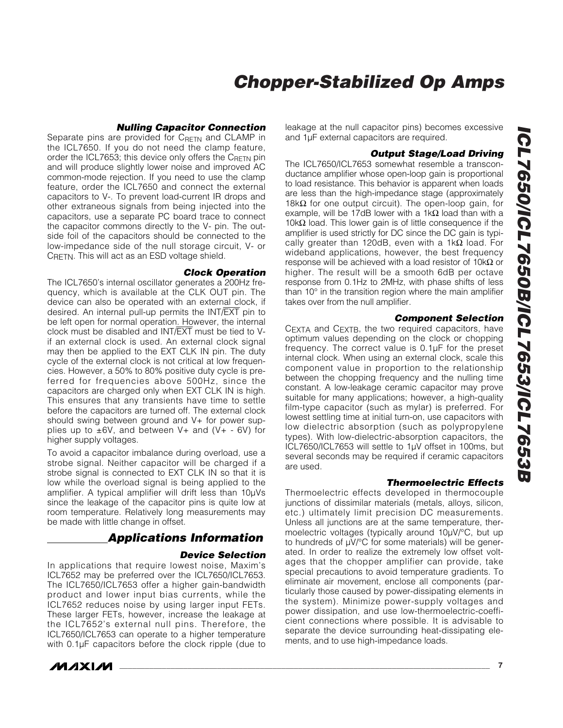### Nulling Capacitor Connection

Separate pins are provided for $C_{RETN}$ and CLAMP in the ICL7650. If you do not need the clamp feature, order the ICL7653; this device only offers the $C_{RETN}$ pin and will produce slightly lower noise and improved AC common-mode rejection. If you need to use the clamp feature, order the ICL7650 and connect the external capacitors to V-. To prevent load-current IR drops and other extraneous signals from being injected into the capacitors, use a separate PC board trace to connect the capacitor commons directly to the V- pin. The outside foil of the capacitors should be connected to the low-impedance side of the null storage circuit, V- or $C_{RETN}$. This will act as an ESD voltage shield.

### Clock Operation

The ICL7650's internal oscillator generates a 200Hz frequency, which is available at the CLK OUT pin. The device can also be operated with an external clock, if desired. An internal pull-up permits the INT/$\overline{EXT}$ pin to be left open for normal operation. However, the internal clock must be disabled and INT/$\overline{EXT}$ must be tied to V- if an external clock is used. An external clock signal may then be applied to the EXT CLK IN pin. The duty cycle of the external clock is not critical at low frequencies. However, a 50% to 80% positive duty cycle is preferred for frequencies above 500Hz, since the capacitors are charged only when EXT CLK IN is high. This ensures that any transients have time to settle before the capacitors are turned off. The external clock should swing between ground and V+ for power supplies up to ±6V, and between V+ and (V+ - 6V) for higher supply voltages.

To avoid a capacitor imbalance during overload, use a strobe signal. Neither capacitor will be charged if a strobe signal is connected to EXT CLK IN so that it is low while the overload signal is being applied to the amplifier. A typical amplifier will drift less than 10µVs since the leakage of the capacitor pins is quite low at room temperature. Relatively long measurements may be made with little change in offset.

## Applications Information

### Device Selection

In applications that require lowest noise, Maxim's ICL7652 may be preferred over the ICL7650/ICL7653. The ICL7650/ICL7653 offer a higher gain-bandwidth product and lower input bias currents, while the ICL7652 reduces noise by using larger input FETs. These larger FETs, however, increase the leakage at the ICL7652's external null pins. Therefore, the ICL7650/ICL7653 can operate to a higher temperature with 0.1µF capacitors before the clock ripple (due to leakage at the null capacitor pins) becomes excessive and 1µF external capacitors are required.

### Output Stage/Load Driving

The ICL7650/ICL7653 somewhat resemble a transconductance amplifier whose open-loop gain is proportional to load resistance. This behavior is apparent when loads are less than the high-impedance stage (approximately 18kΩ for one output circuit). The open-loop gain, for example, will be 17dB lower with a 1kΩ load than with a 10kΩ load. This lower gain is of little consequence if the amplifier is used strictly for DC since the DC gain is typically greater than 120dB, even with a 1kΩ load. For wideband applications, however, the best frequency response will be achieved with a load resistor of 10kΩ or higher. The result will be a smooth 6dB per octave response from 0.1Hz to 2MHz, with phase shifts of less than 10° in the transition region where the main amplifier takes over from the null amplifier.

### Component Selection

$C_{EXTA}$ and $C_{EXTB}$, the two required capacitors, have optimum values depending on the clock or chopping frequency. The correct value is 0.1µF for the preset internal clock. When using an external clock, scale this component value in proportion to the relationship between the chopping frequency and the nulling time constant. A low-leakage ceramic capacitor may prove suitable for many applications; however, a high-quality film-type capacitor (such as mylar) is preferred. For lowest settling time at initial turn-on, use capacitors with low dielectric absorption (such as polypropylene types). With low-dielectric-absorption capacitors, the ICL7650/ICL7653 will settle to 1µV offset in 100ms, but several seconds may be required if ceramic capacitors are used.

### Thermoelectric Effects

Thermoelectric effects developed in thermocouple junctions of dissimilar materials (metals, alloys, silicon, etc.) ultimately limit precision DC measurements. Unless all junctions are at the same temperature, thermoelectric voltages (typically around 10µV/°C, but up to hundreds of µV/°C for some materials) will be generated. In order to realize the extremely low offset voltages that the chopper amplifier can provide, take special precautions to avoid temperature gradients. To eliminate air movement, enclose all components (particularly those caused by power-dissipating elements in the system). Minimize power-supply voltages and power dissipation, and use low-thermoelectric-coefficient connections where possible. It is advisable to separate the device surrounding heat-dissipating elements, and to use high-impedance loads.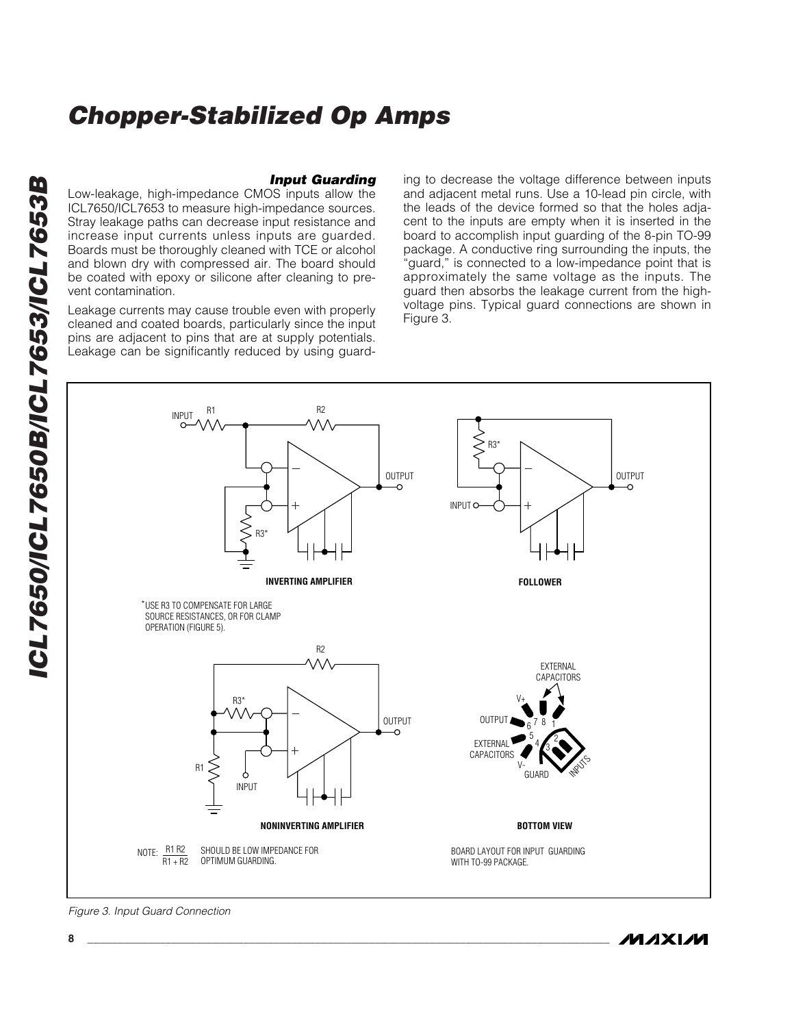## Input Guarding

Low-leakage, high-impedance CMOS inputs allow the ICL7650/ICL7653 to measure high-impedance sources. Stray leakage paths can decrease input resistance and increase input currents unless inputs are guarded. Boards must be thoroughly cleaned with TCE or alcohol and blown dry with compressed air. The board should be coated with epoxy or silicone after cleaning to prevent contamination.

Leakage currents may cause trouble even with properly cleaned and coated boards, particularly since the input pins are adjacent to pins that are at supply potentials. Leakage can be significantly reduced by using guarding to decrease the voltage difference between inputs and adjacent metal runs. Use a 10-lead pin circle, with the leads of the device formed so that the holes adjacent to the inputs are empty when it is inserted in the board to accomplish input guarding of the 8-pin TO-99 package. A conductive ring surrounding the inputs, the "guard," is connected to a low-impedance point that is approximately the same voltage as the inputs. The guard then absorbs the leakage current from the high-voltage pins. Typical guard connections are shown in Figure 3.

INVERTING AMPLIFIER

FOLLOWER

*USE R3 TO COMPENSATE FOR LARGE SOURCE RESISTANCES, OR FOR CLAMP OPERATION (FIGURE 5).

NONINVERTING AMPLIFIER

BOTTOM VIEW

NOTE: $\frac{R1\,R2}{R1 + R2}$ SHOULD BE LOW IMPEDANCE FOR OPTIMUM GUARDING.

BOARD LAYOUT FOR INPUT GUARDING WITH TO-99 PACKAGE.

*Figure 3. Input Guard Connection*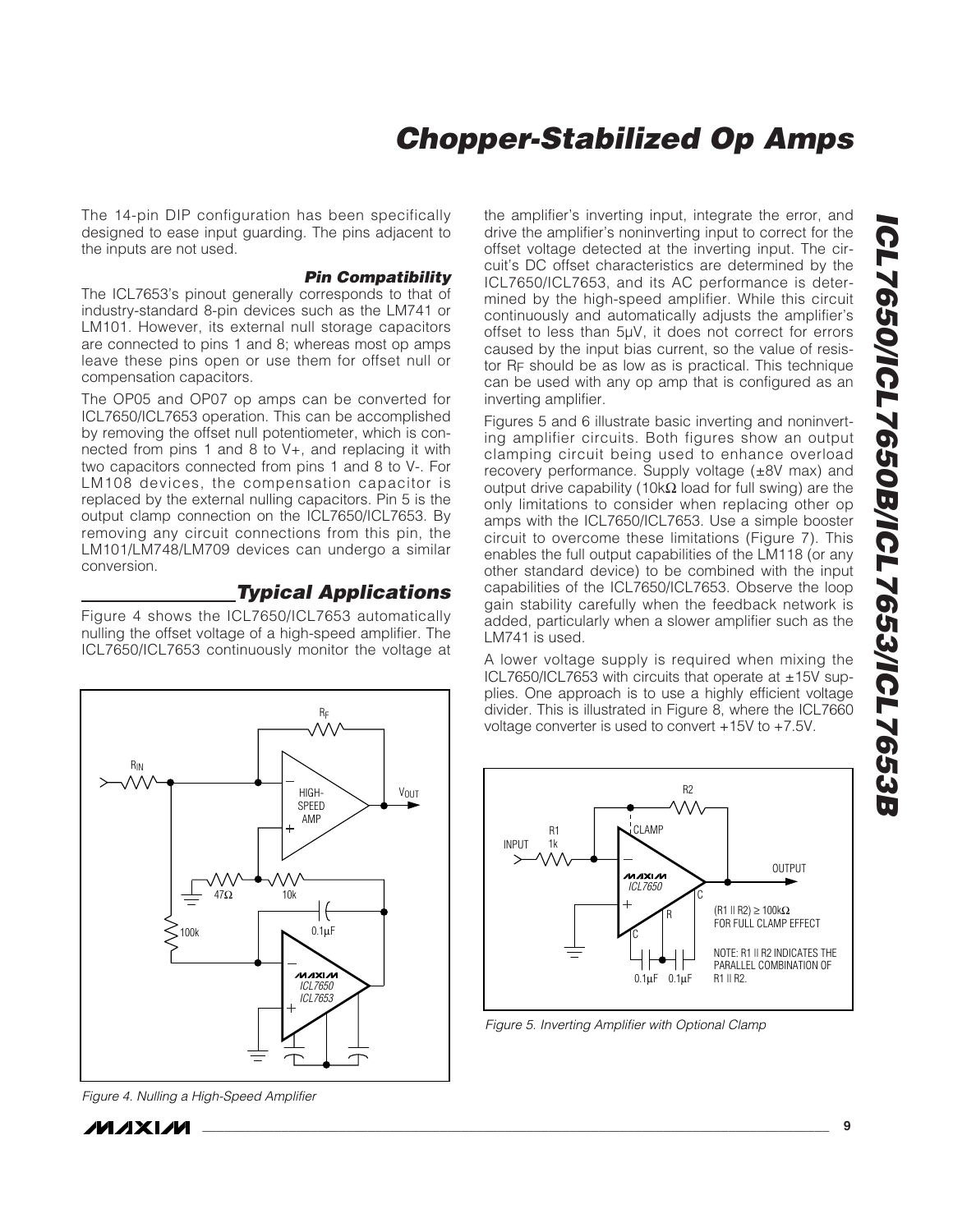The 14-pin DIP configuration has been specifically designed to ease input guarding. The pins adjacent to the inputs are not used.

### Pin Compatibility

The ICL7653's pinout generally corresponds to that of industry-standard 8-pin devices such as the LM741 or LM101. However, its external null storage capacitors are connected to pins 1 and 8; whereas most op amps leave these pins open or use them for offset null or compensation capacitors.

The OP05 and OP07 op amps can be converted for ICL7650/ICL7653 operation. This can be accomplished by removing the offset null potentiometer, which is connected from pins 1 and 8 to V+, and replacing it with two capacitors connected from pins 1 and 8 to V-. For LM108 devices, the compensation capacitor is replaced by the external nulling capacitors. Pin 5 is the output clamp connection on the ICL7650/ICL7653. By removing any circuit connections from this pin, the LM101/LM748/LM709 devices can undergo a similar conversion.

## Typical Applications

Figure 4 shows the ICL7650/ICL7653 automatically nulling the offset voltage of a high-speed amplifier. The ICL7650/ICL7653 continuously monitor the voltage at the amplifier's inverting input, integrate the error, and drive the amplifier's noninverting input to correct for the offset voltage detected at the inverting input. The circuit's DC offset characteristics are determined by the ICL7650/ICL7653, and its AC performance is determined by the high-speed amplifier. While this circuit continuously and automatically adjusts the amplifier's offset to less than 5µV, it does not correct for errors caused by the input bias current, so the value of resistor $R_F$ should be as low as is practical. This technique can be used with any op amp that is configured as an inverting amplifier.

Figure 4. Nulling a High-Speed Amplifier

Figures 5 and 6 illustrate basic inverting and noninverting amplifier circuits. Both figures show an output clamping circuit being used to enhance overload recovery performance. Supply voltage (±8V max) and output drive capability (10kΩ load for full swing) are the only limitations to consider when replacing other op amps with the ICL7650/ICL7653. Use a simple booster circuit to overcome these limitations (Figure 7). This enables the full output capabilities of the LM118 (or any other standard device) to be combined with the input capabilities of the ICL7650/ICL7653. Observe the loop gain stability carefully when the feedback network is added, particularly when a slower amplifier such as the LM741 is used.

A lower voltage supply is required when mixing the ICL7650/ICL7653 with circuits that operate at ±15V supplies. One approach is to use a highly efficient voltage divider. This is illustrated in Figure 8, where the ICL7660 voltage converter is used to convert +15V to +7.5V.

Figure 5. Inverting Amplifier with Optional Clamp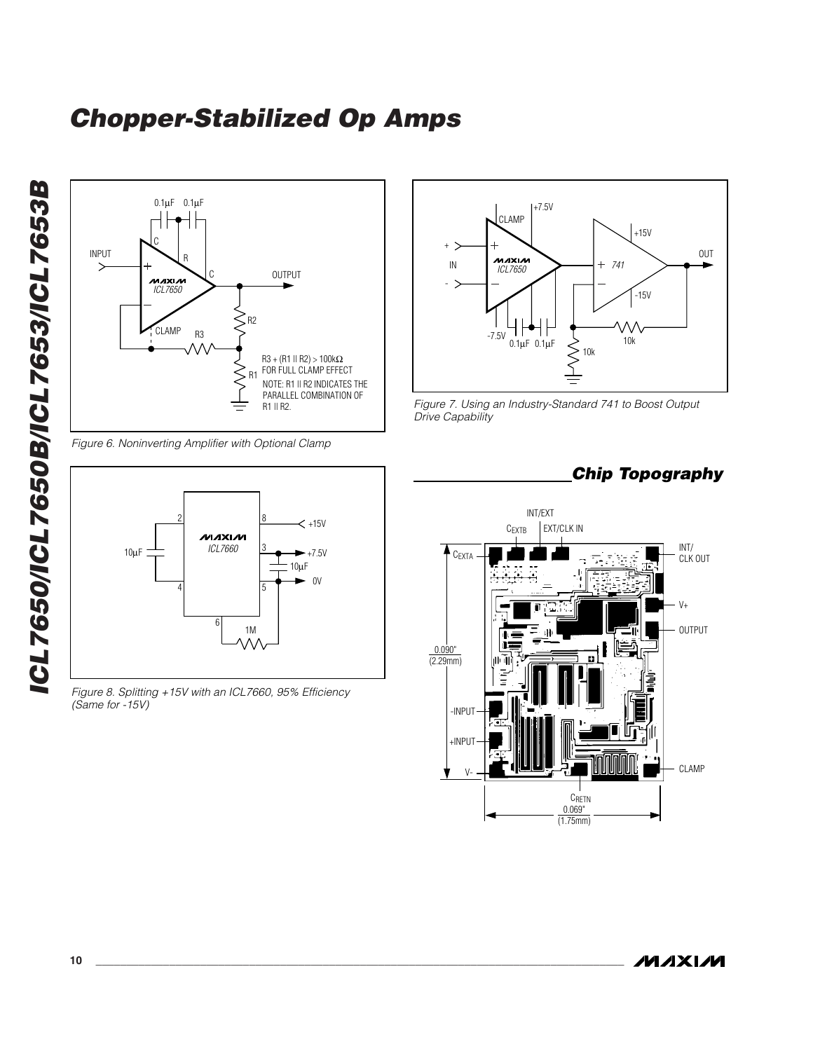# Chopper-Stabilized Op Amps

R3 + (R1 || R2) > 100kΩ FOR FULL CLAMP EFFECT

NOTE: R1 || R2 INDICATES THE PARALLEL COMBINATION OF R1 || R2.

*Figure 6. Noninverting Amplifier with Optional Clamp*

*Figure 7. Using an Industry-Standard 741 to Boost Output Drive Capability*

*Figure 8. Splitting +15V with an ICL7660, 95% Efficiency (Same for -15V)*

## Chip Topography

0.090" (2.29mm)

0.069" (1.75mm)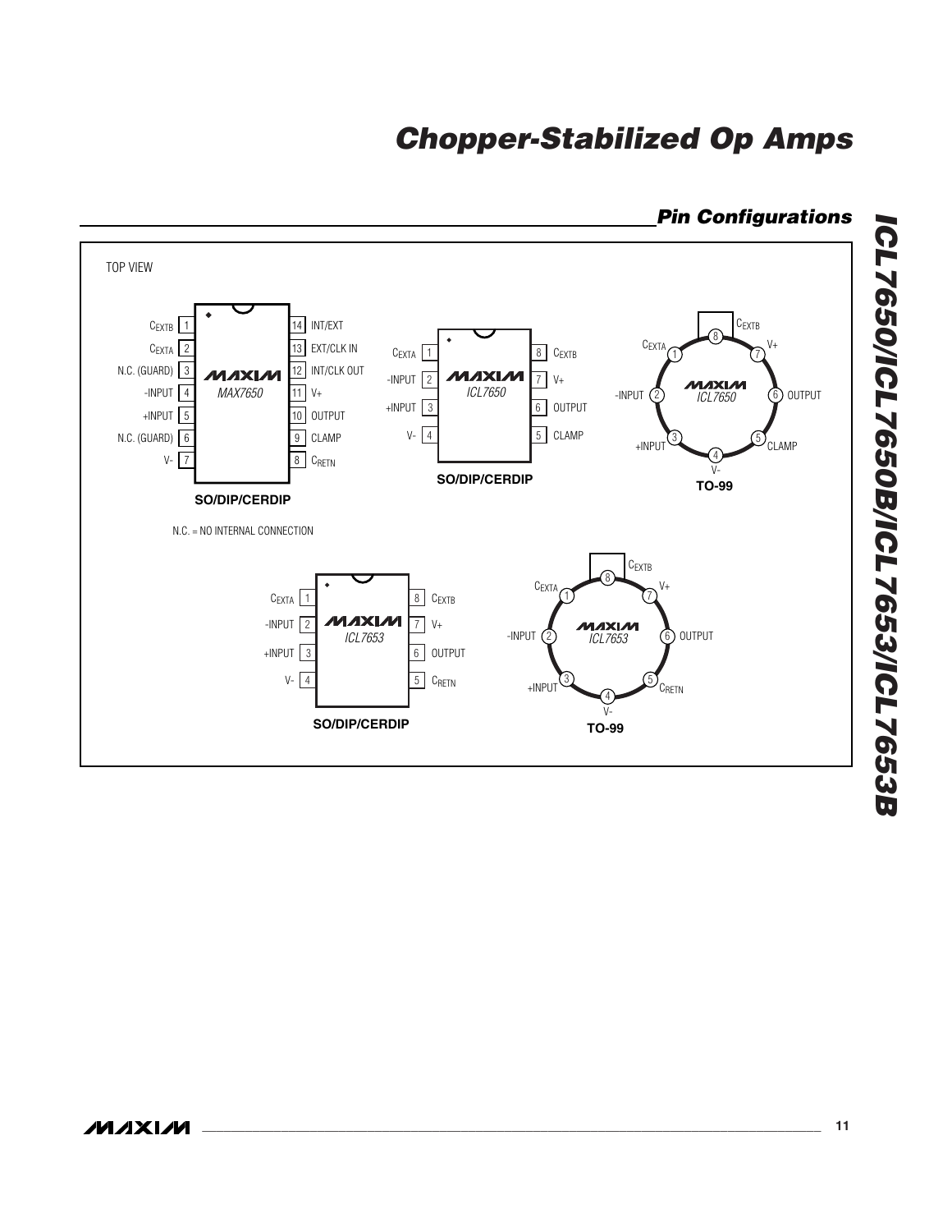## Pin Configurations

TOP VIEW

**MAX7650 — SO/DIP/CERDIP**

| Pin | Name | Pin | Name |
|---|---|---|---|
| 1 | $C_{EXTB}$ | 14 | INT/EXT |
| 2 | $C_{EXTA}$ | 13 | EXT/CLK IN |
| 3 | N.C. (GUARD) | 12 | INT/CLK OUT |
| 4 | -INPUT | 11 | V+ |
| 5 | +INPUT | 10 | OUTPUT |
| 6 | N.C. (GUARD) | 9 | CLAMP |
| 7 | V- | 8 | $C_{RETN}$ |

N.C. = NO INTERNAL CONNECTION

**ICL7650 — SO/DIP/CERDIP**

| Pin | Name | Pin | Name |
|---|---|---|---|
| 1 | $C_{EXTA}$ | 8 | $C_{EXTB}$ |
| 2 | -INPUT | 7 | V+ |
| 3 | +INPUT | 6 | OUTPUT |
| 4 | V- | 5 | CLAMP |

**ICL7650 — TO-99**

| Pin | Name |
|---|---|
| 1 | $C_{EXTA}$ |
| 2 | -INPUT |
| 3 | +INPUT |
| 4 | V- |
| 5 | CLAMP |
| 6 | OUTPUT |
| 7 | V+ |
| 8 | $C_{EXTB}$ |

**ICL7653 — SO/DIP/CERDIP**

| Pin | Name | Pin | Name |
|---|---|---|---|
| 1 | $C_{EXTA}$ | 8 | $C_{EXTB}$ |
| 2 | -INPUT | 7 | V+ |
| 3 | +INPUT | 6 | OUTPUT |
| 4 | V- | 5 | $C_{RETN}$ |

**ICL7653 — TO-99**

| Pin | Name |
|---|---|
| 1 | $C_{EXTA}$ |
| 2 | -INPUT |
| 3 | +INPUT |
| 4 | V- |
| 5 | $C_{RETN}$ |
| 6 | OUTPUT |
| 7 | V+ |
| 8 | $C_{EXTB}$ |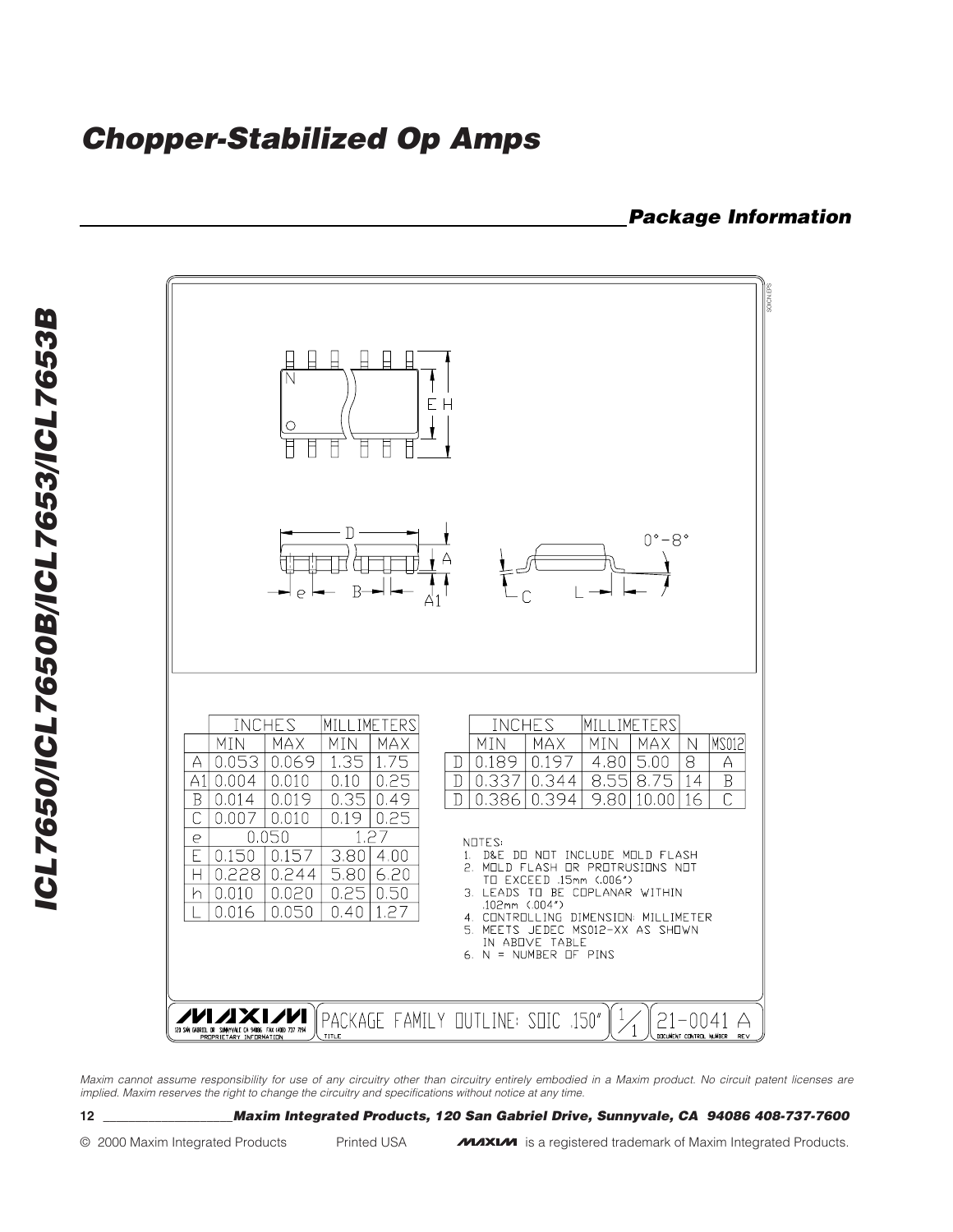## Package Information

| | INCHES | | MILLIMETERS | |
|---|---|---|---|---|
| | MIN | MAX | MIN | MAX |
| A | 0.053 | 0.069 | 1.35 | 1.75 |
| A1 | 0.004 | 0.010 | 0.10 | 0.25 |
| B | 0.014 | 0.019 | 0.35 | 0.49 |
| C | 0.007 | 0.010 | 0.19 | 0.25 |
| e | 0.050 | | 1.27 | |
| E | 0.150 | 0.157 | 3.80 | 4.00 |
| H | 0.228 | 0.244 | 5.80 | 6.20 |
| h | 0.010 | 0.020 | 0.25 | 0.50 |
| L | 0.016 | 0.050 | 0.40 | 1.27 |

| | INCHES | | MILLIMETERS | | | |
|---|---|---|---|---|---|---|
| | MIN | MAX | MIN | MAX | N | MS012 |
| D | 0.189 | 0.197 | 4.80 | 5.00 | 8 | A |
| D | 0.337 | 0.344 | 8.55 | 8.75 | 14 | B |
| D | 0.386 | 0.394 | 9.80 | 10.00 | 16 | C |

NOTES:
1. D&E DO NOT INCLUDE MOLD FLASH
2. MOLD FLASH OR PROTRUSIONS NOT TO EXCEED .15mm (.006")
3. LEADS TO BE COPLANAR WITHIN .102mm (.004")
4. CONTROLLING DIMENSION: MILLIMETER
5. MEETS JEDEC MS012-XX AS SHOWN IN ABOVE TABLE
6. N = NUMBER OF PINS

MAXIM — PACKAGE FAMILY OUTLINE: SOIC .150" — 1/1 — 21-0041 A

*Maxim cannot assume responsibility for use of any circuitry other than circuitry entirely embodied in a Maxim product. No circuit patent licenses are implied. Maxim reserves the right to change the circuitry and specifications without notice at any time.*

***Maxim Integrated Products, 120 San Gabriel Drive, Sunnyvale, CA 94086 408-737-7600***

© 2000 Maxim Integrated Products    Printed USA    MAXIM is a registered trademark of Maxim Integrated Products.